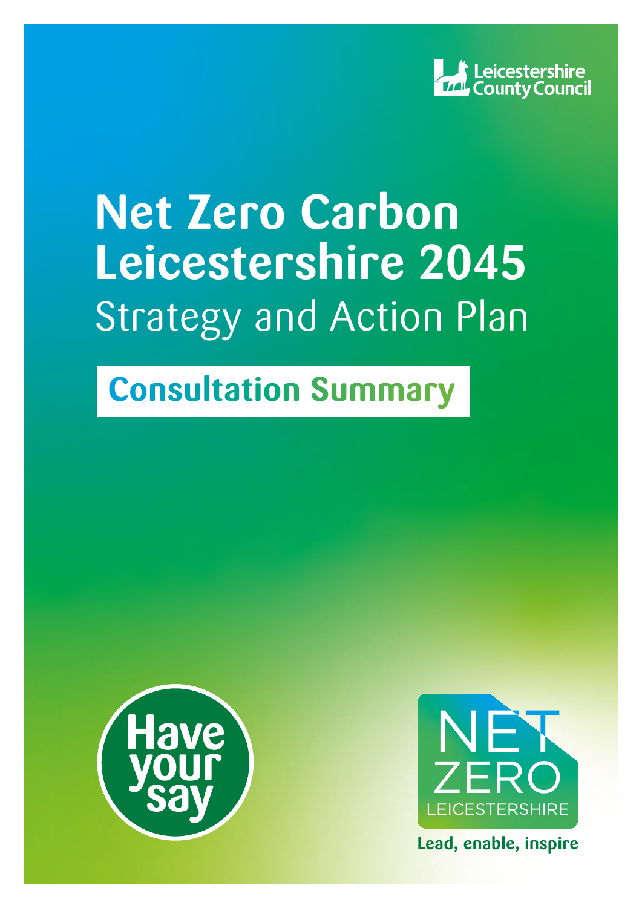Leicestershire County Council

# Net Zero Carbon Leicestershire 2045

## Strategy and Action Plan

## Consultation Summary

Have your say

NET ZERO LEICESTERSHIRE

Lead, enable, inspire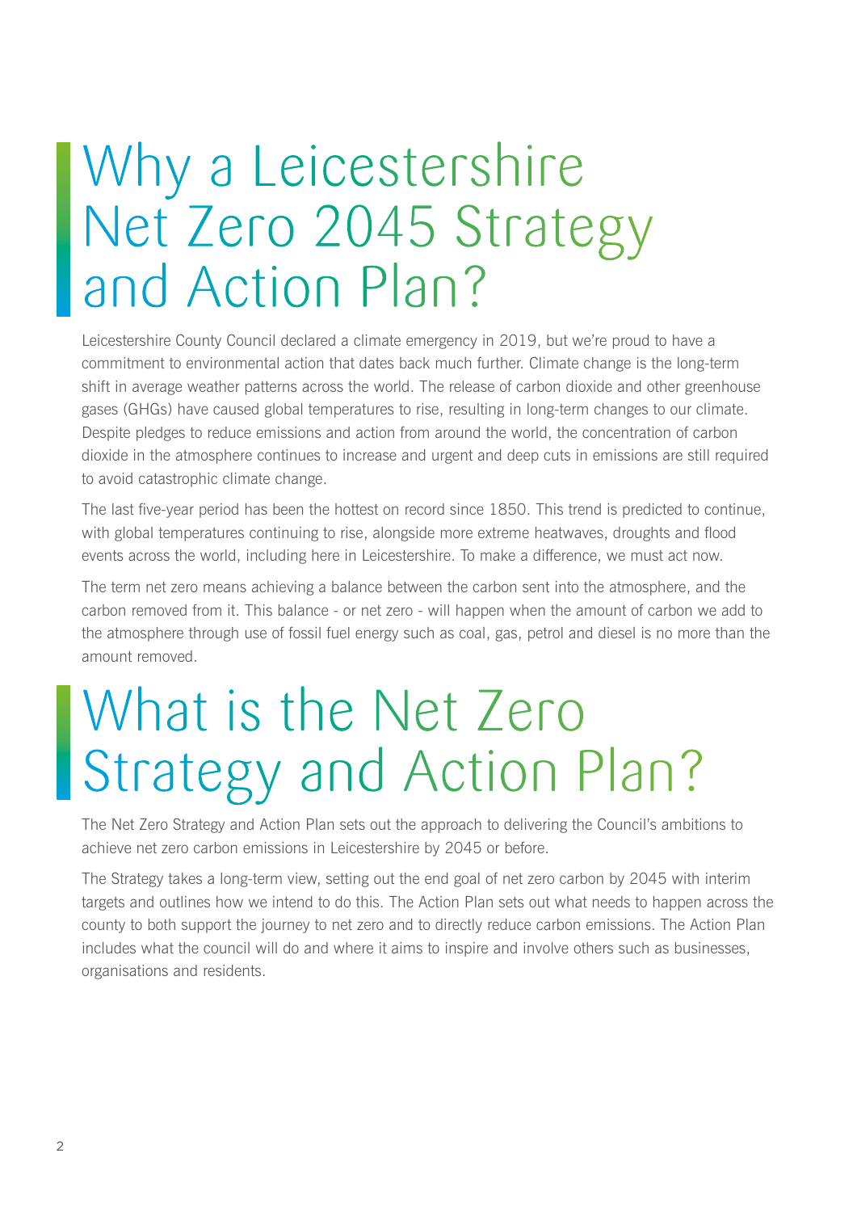# Why a Leicestershire Net Zero 2045 Strategy and Action Plan?

Leicestershire County Council declared a climate emergency in 2019, but we're proud to have a commitment to environmental action that dates back much further. Climate change is the long-term shift in average weather patterns across the world. The release of carbon dioxide and other greenhouse gases (GHGs) have caused global temperatures to rise, resulting in long-term changes to our climate. Despite pledges to reduce emissions and action from around the world, the concentration of carbon dioxide in the atmosphere continues to increase and urgent and deep cuts in emissions are still required to avoid catastrophic climate change.

The last five-year period has been the hottest on record since 1850. This trend is predicted to continue, with global temperatures continuing to rise, alongside more extreme heatwaves, droughts and flood events across the world, including here in Leicestershire. To make a difference, we must act now.

The term net zero means achieving a balance between the carbon sent into the atmosphere, and the carbon removed from it. This balance - or net zero - will happen when the amount of carbon we add to the atmosphere through use of fossil fuel energy such as coal, gas, petrol and diesel is no more than the amount removed.

# What is the Net Zero Strategy and Action Plan?

The Net Zero Strategy and Action Plan sets out the approach to delivering the Council's ambitions to achieve net zero carbon emissions in Leicestershire by 2045 or before.

The Strategy takes a long-term view, setting out the end goal of net zero carbon by 2045 with interim targets and outlines how we intend to do this. The Action Plan sets out what needs to happen across the county to both support the journey to net zero and to directly reduce carbon emissions. The Action Plan includes what the council will do and where it aims to inspire and involve others such as businesses, organisations and residents.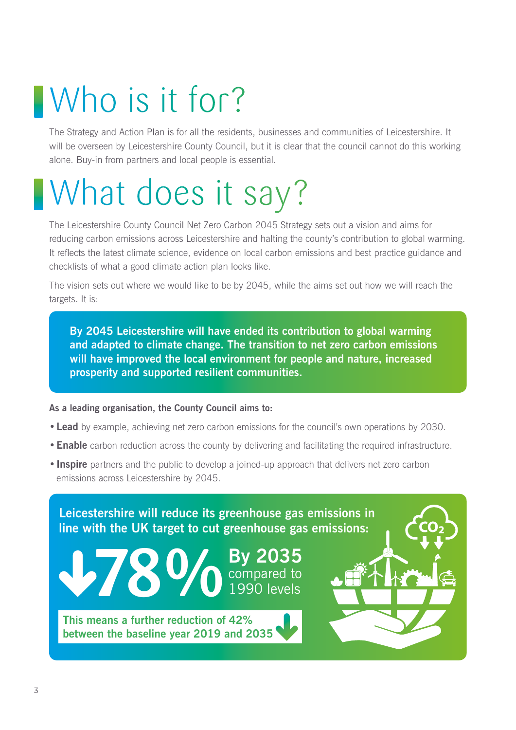# Who is it for?

The Strategy and Action Plan is for all the residents, businesses and communities of Leicestershire. It will be overseen by Leicestershire County Council, but it is clear that the council cannot do this working alone. Buy-in from partners and local people is essential.

# What does it say?

The Leicestershire County Council Net Zero Carbon 2045 Strategy sets out a vision and aims for reducing carbon emissions across Leicestershire and halting the county's contribution to global warming. It reflects the latest climate science, evidence on local carbon emissions and best practice guidance and checklists of what a good climate action plan looks like.

The vision sets out where we would like to be by 2045, while the aims set out how we will reach the targets. It is:

**By 2045 Leicestershire will have ended its contribution to global warming and adapted to climate change. The transition to net zero carbon emissions will have improved the local environment for people and nature, increased prosperity and supported resilient communities.**

**As a leading organisation, the County Council aims to:**

- **Lead** by example, achieving net zero carbon emissions for the council's own operations by 2030.
- **Enable** carbon reduction across the county by delivering and facilitating the required infrastructure.
- **Inspire** partners and the public to develop a joined-up approach that delivers net zero carbon emissions across Leicestershire by 2045.

**Leicestershire will reduce its greenhouse gas emissions in line with the UK target to cut greenhouse gas emissions:**

**↓78%** **By 2035** compared to 1990 levels

**This means a further reduction of 42% between the baseline year 2019 and 2035**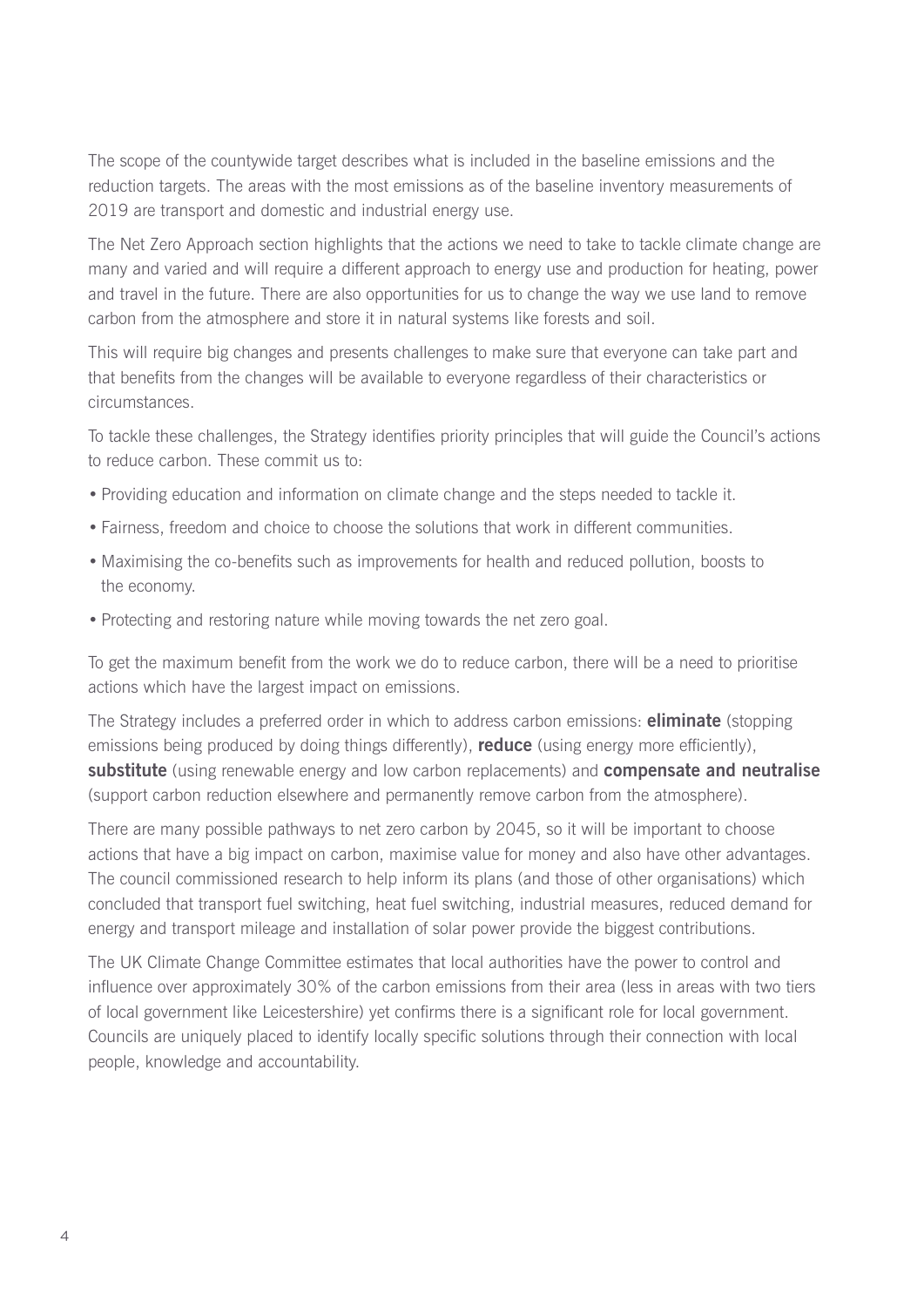The scope of the countywide target describes what is included in the baseline emissions and the reduction targets. The areas with the most emissions as of the baseline inventory measurements of 2019 are transport and domestic and industrial energy use.

The Net Zero Approach section highlights that the actions we need to take to tackle climate change are many and varied and will require a different approach to energy use and production for heating, power and travel in the future. There are also opportunities for us to change the way we use land to remove carbon from the atmosphere and store it in natural systems like forests and soil.

This will require big changes and presents challenges to make sure that everyone can take part and that benefits from the changes will be available to everyone regardless of their characteristics or circumstances.

To tackle these challenges, the Strategy identifies priority principles that will guide the Council's actions to reduce carbon. These commit us to:

- Providing education and information on climate change and the steps needed to tackle it.
- Fairness, freedom and choice to choose the solutions that work in different communities.
- Maximising the co-benefits such as improvements for health and reduced pollution, boosts to the economy.
- Protecting and restoring nature while moving towards the net zero goal.

To get the maximum benefit from the work we do to reduce carbon, there will be a need to prioritise actions which have the largest impact on emissions.

The Strategy includes a preferred order in which to address carbon emissions: **eliminate** (stopping emissions being produced by doing things differently), **reduce** (using energy more efficiently), **substitute** (using renewable energy and low carbon replacements) and **compensate and neutralise** (support carbon reduction elsewhere and permanently remove carbon from the atmosphere).

There are many possible pathways to net zero carbon by 2045, so it will be important to choose actions that have a big impact on carbon, maximise value for money and also have other advantages. The council commissioned research to help inform its plans (and those of other organisations) which concluded that transport fuel switching, heat fuel switching, industrial measures, reduced demand for energy and transport mileage and installation of solar power provide the biggest contributions.

The UK Climate Change Committee estimates that local authorities have the power to control and influence over approximately 30% of the carbon emissions from their area (less in areas with two tiers of local government like Leicestershire) yet confirms there is a significant role for local government. Councils are uniquely placed to identify locally specific solutions through their connection with local people, knowledge and accountability.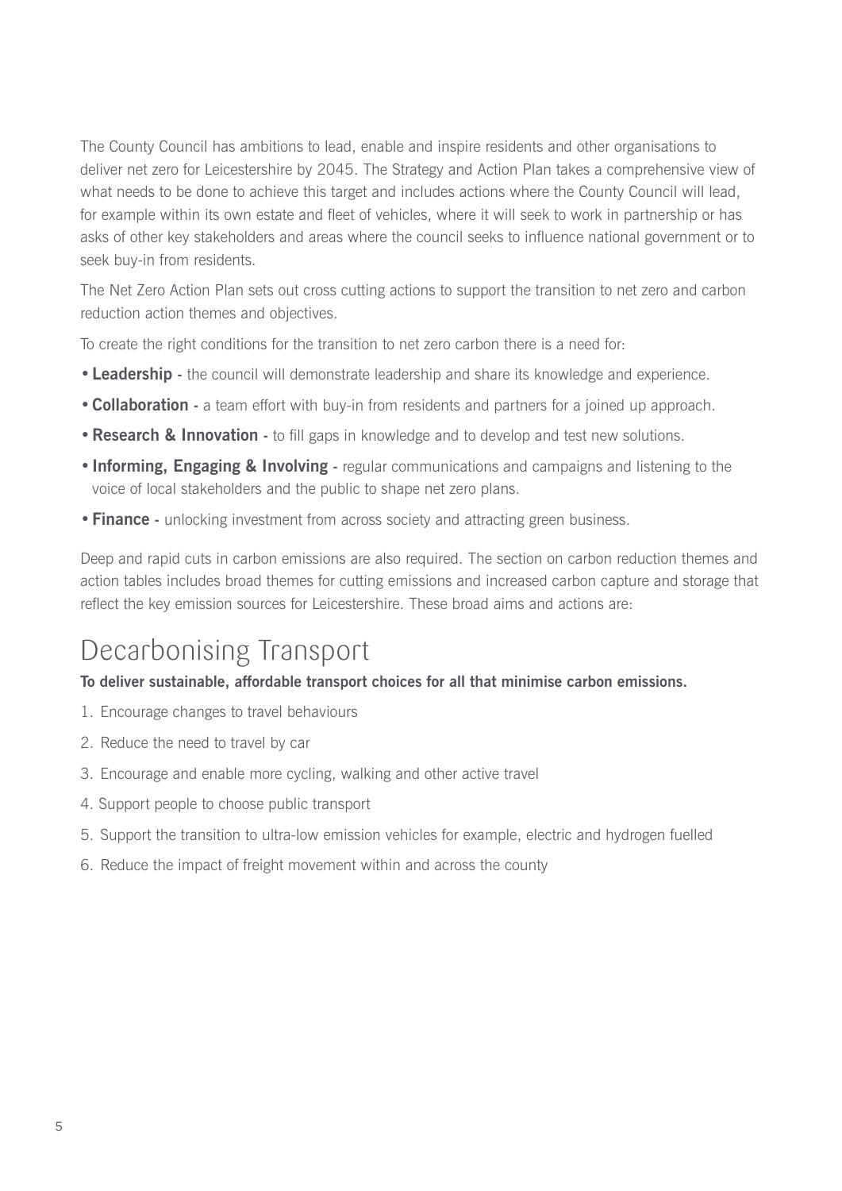The County Council has ambitions to lead, enable and inspire residents and other organisations to deliver net zero for Leicestershire by 2045. The Strategy and Action Plan takes a comprehensive view of what needs to be done to achieve this target and includes actions where the County Council will lead, for example within its own estate and fleet of vehicles, where it will seek to work in partnership or has asks of other key stakeholders and areas where the council seeks to influence national government or to seek buy-in from residents.

The Net Zero Action Plan sets out cross cutting actions to support the transition to net zero and carbon reduction action themes and objectives.

To create the right conditions for the transition to net zero carbon there is a need for:

- **Leadership** - the council will demonstrate leadership and share its knowledge and experience.
- **Collaboration** - a team effort with buy-in from residents and partners for a joined up approach.
- **Research & Innovation** - to fill gaps in knowledge and to develop and test new solutions.
- **Informing, Engaging & Involving** - regular communications and campaigns and listening to the voice of local stakeholders and the public to shape net zero plans.
- **Finance** - unlocking investment from across society and attracting green business.

Deep and rapid cuts in carbon emissions are also required. The section on carbon reduction themes and action tables includes broad themes for cutting emissions and increased carbon capture and storage that reflect the key emission sources for Leicestershire. These broad aims and actions are:

## Decarbonising Transport

**To deliver sustainable, affordable transport choices for all that minimise carbon emissions.**

1. Encourage changes to travel behaviours
2. Reduce the need to travel by car
3. Encourage and enable more cycling, walking and other active travel
4. Support people to choose public transport
5. Support the transition to ultra-low emission vehicles for example, electric and hydrogen fuelled
6. Reduce the impact of freight movement within and across the county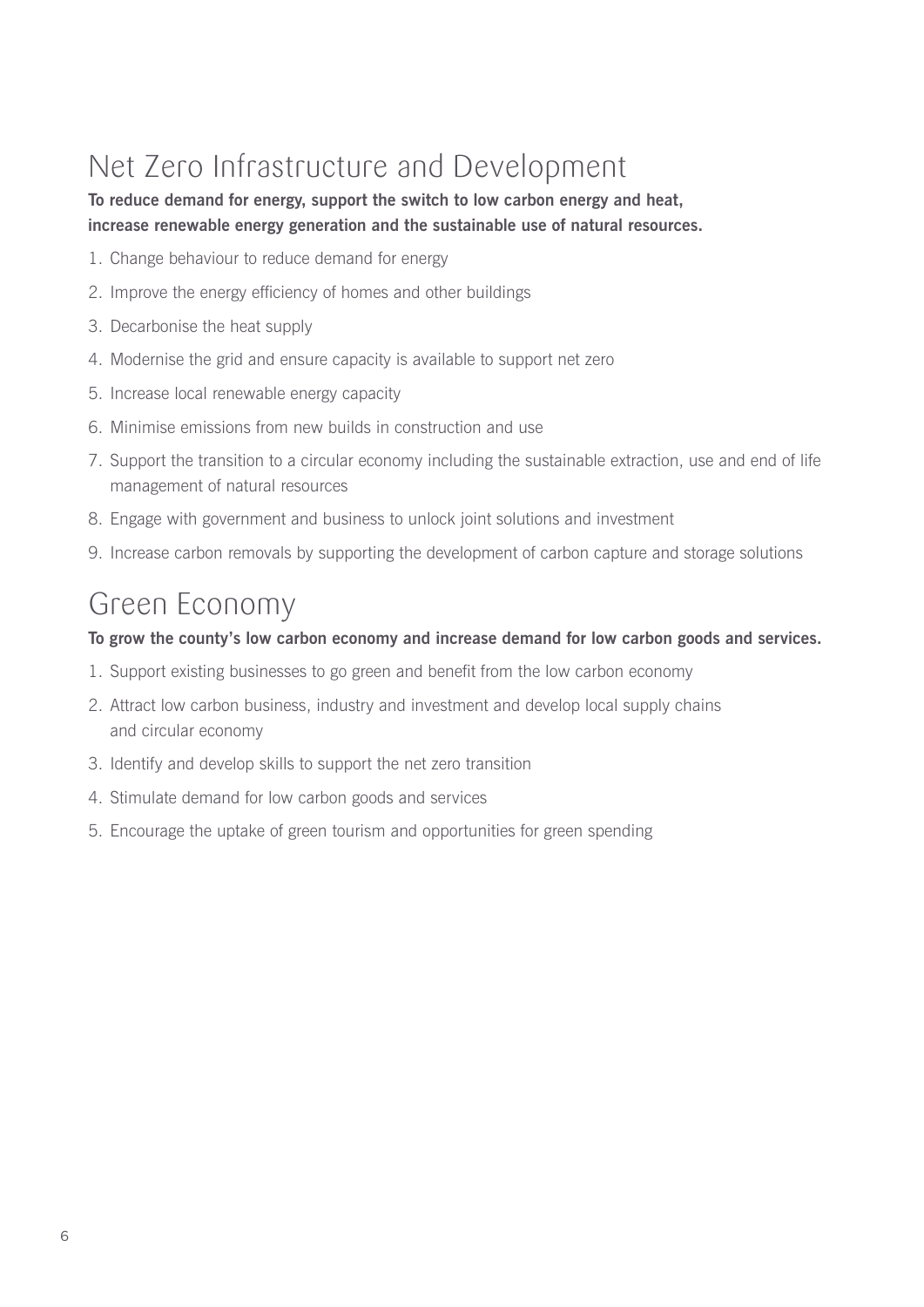## Net Zero Infrastructure and Development

**To reduce demand for energy, support the switch to low carbon energy and heat, increase renewable energy generation and the sustainable use of natural resources.**

1. Change behaviour to reduce demand for energy
2. Improve the energy efficiency of homes and other buildings
3. Decarbonise the heat supply
4. Modernise the grid and ensure capacity is available to support net zero
5. Increase local renewable energy capacity
6. Minimise emissions from new builds in construction and use
7. Support the transition to a circular economy including the sustainable extraction, use and end of life management of natural resources
8. Engage with government and business to unlock joint solutions and investment
9. Increase carbon removals by supporting the development of carbon capture and storage solutions

## Green Economy

**To grow the county's low carbon economy and increase demand for low carbon goods and services.**

1. Support existing businesses to go green and benefit from the low carbon economy
2. Attract low carbon business, industry and investment and develop local supply chains and circular economy
3. Identify and develop skills to support the net zero transition
4. Stimulate demand for low carbon goods and services
5. Encourage the uptake of green tourism and opportunities for green spending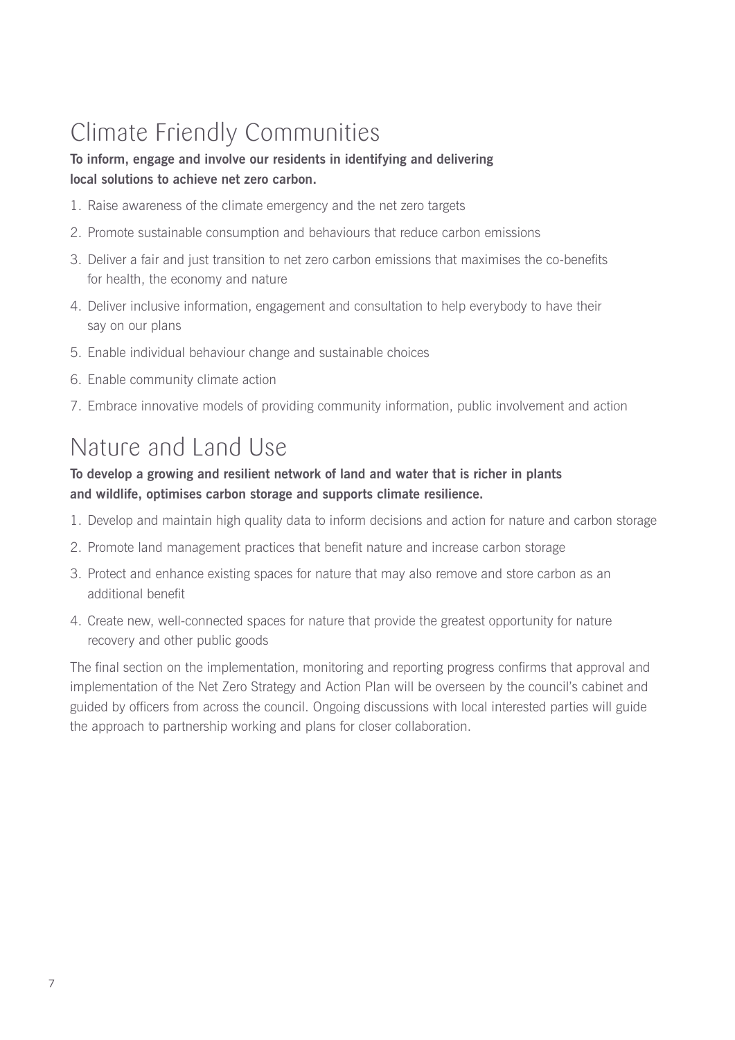## Climate Friendly Communities

**To inform, engage and involve our residents in identifying and delivering local solutions to achieve net zero carbon.**

1. Raise awareness of the climate emergency and the net zero targets
2. Promote sustainable consumption and behaviours that reduce carbon emissions
3. Deliver a fair and just transition to net zero carbon emissions that maximises the co-benefits for health, the economy and nature
4. Deliver inclusive information, engagement and consultation to help everybody to have their say on our plans
5. Enable individual behaviour change and sustainable choices
6. Enable community climate action
7. Embrace innovative models of providing community information, public involvement and action

## Nature and Land Use

**To develop a growing and resilient network of land and water that is richer in plants and wildlife, optimises carbon storage and supports climate resilience.**

1. Develop and maintain high quality data to inform decisions and action for nature and carbon storage
2. Promote land management practices that benefit nature and increase carbon storage
3. Protect and enhance existing spaces for nature that may also remove and store carbon as an additional benefit
4. Create new, well-connected spaces for nature that provide the greatest opportunity for nature recovery and other public goods

The final section on the implementation, monitoring and reporting progress confirms that approval and implementation of the Net Zero Strategy and Action Plan will be overseen by the council's cabinet and guided by officers from across the council. Ongoing discussions with local interested parties will guide the approach to partnership working and plans for closer collaboration.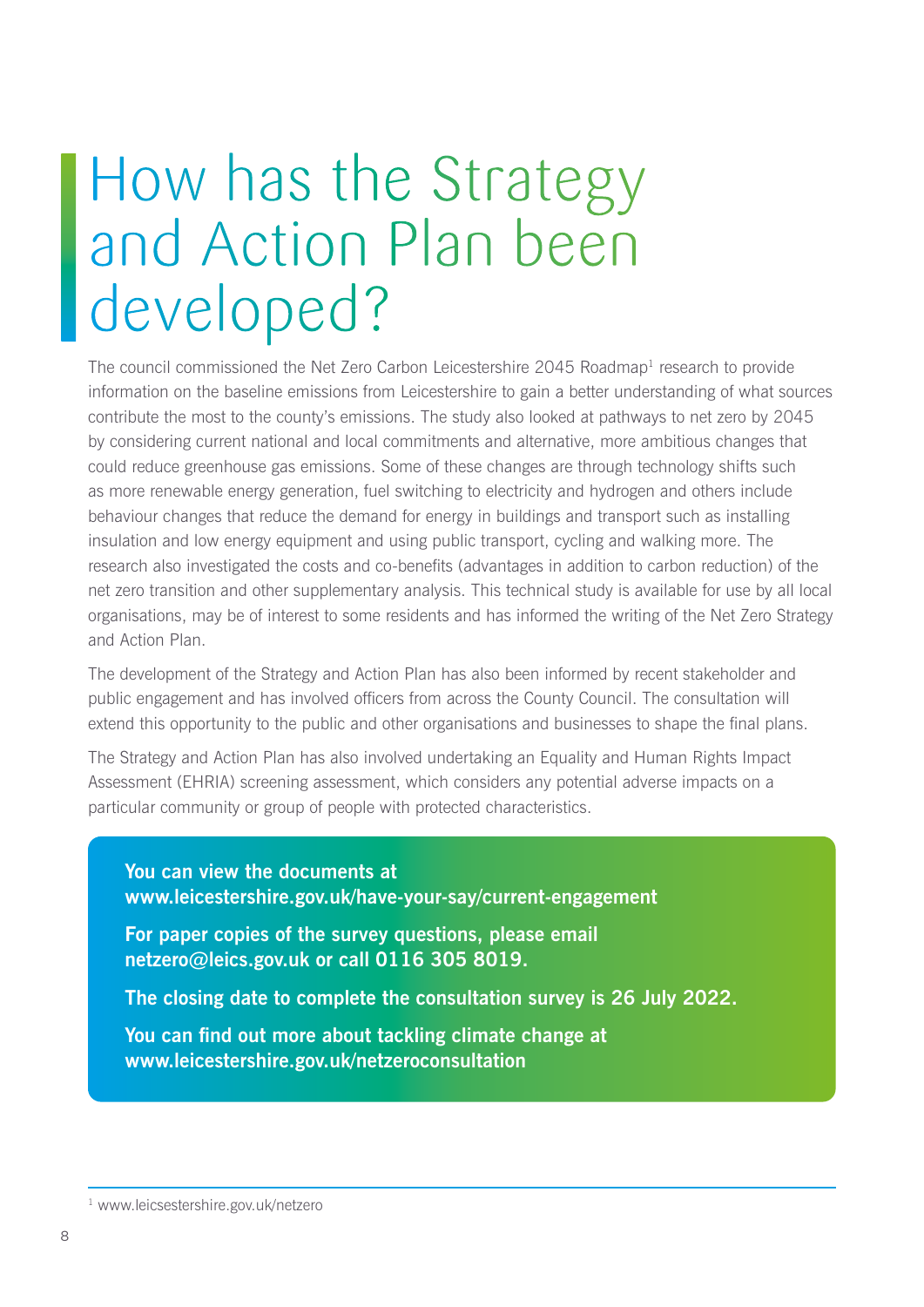# How has the Strategy and Action Plan been developed?

The council commissioned the Net Zero Carbon Leicestershire 2045 Roadmap[1] research to provide information on the baseline emissions from Leicestershire to gain a better understanding of what sources contribute the most to the county's emissions. The study also looked at pathways to net zero by 2045 by considering current national and local commitments and alternative, more ambitious changes that could reduce greenhouse gas emissions. Some of these changes are through technology shifts such as more renewable energy generation, fuel switching to electricity and hydrogen and others include behaviour changes that reduce the demand for energy in buildings and transport such as installing insulation and low energy equipment and using public transport, cycling and walking more. The research also investigated the costs and co-benefits (advantages in addition to carbon reduction) of the net zero transition and other supplementary analysis. This technical study is available for use by all local organisations, may be of interest to some residents and has informed the writing of the Net Zero Strategy and Action Plan.

The development of the Strategy and Action Plan has also been informed by recent stakeholder and public engagement and has involved officers from across the County Council. The consultation will extend this opportunity to the public and other organisations and businesses to shape the final plans.

The Strategy and Action Plan has also involved undertaking an Equality and Human Rights Impact Assessment (EHRIA) screening assessment, which considers any potential adverse impacts on a particular community or group of people with protected characteristics.

**You can view the documents at www.leicestershire.gov.uk/have-your-say/current-engagement**

**For paper copies of the survey questions, please email netzero@leics.gov.uk or call 0116 305 8019.**

**The closing date to complete the consultation survey is 26 July 2022.**

**You can find out more about tackling climate change at www.leicestershire.gov.uk/netzeroconsultation**

[1] www.leicsestershire.gov.uk/netzero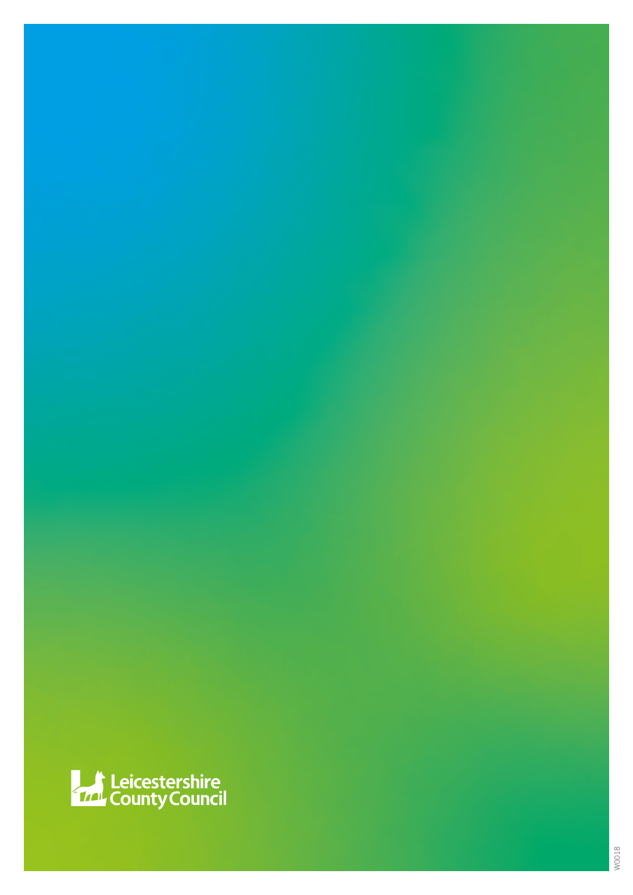Leicestershire County Council

W0018